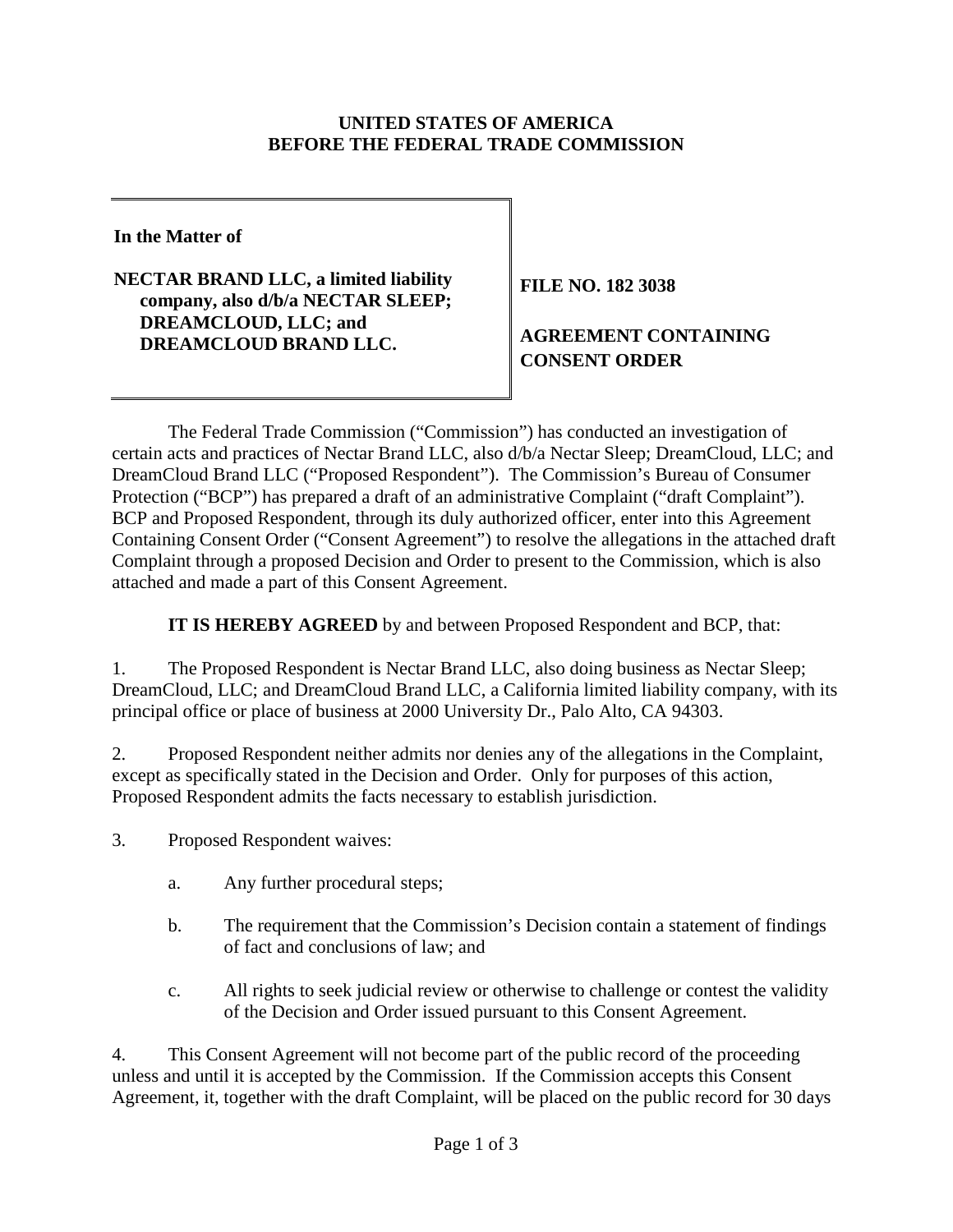**UNITED STATES OF AMERICA**
**BEFORE THE FEDERAL TRADE COMMISSION**

| | |
|---|---|
| **In the Matter of**<br><br>**NECTAR BRAND LLC, a limited liability company, also d/b/a NECTAR SLEEP; DREAMCLOUD, LLC; and DREAMCLOUD BRAND LLC.** | **FILE NO. 182 3038**<br><br>**AGREEMENT CONTAINING CONSENT ORDER** |

The Federal Trade Commission ("Commission") has conducted an investigation of certain acts and practices of Nectar Brand LLC, also d/b/a Nectar Sleep; DreamCloud, LLC; and DreamCloud Brand LLC ("Proposed Respondent"). The Commission's Bureau of Consumer Protection ("BCP") has prepared a draft of an administrative Complaint ("draft Complaint"). BCP and Proposed Respondent, through its duly authorized officer, enter into this Agreement Containing Consent Order ("Consent Agreement") to resolve the allegations in the attached draft Complaint through a proposed Decision and Order to present to the Commission, which is also attached and made a part of this Consent Agreement.

**IT IS HEREBY AGREED** by and between Proposed Respondent and BCP, that:

1. The Proposed Respondent is Nectar Brand LLC, also doing business as Nectar Sleep; DreamCloud, LLC; and DreamCloud Brand LLC, a California limited liability company, with its principal office or place of business at 2000 University Dr., Palo Alto, CA 94303.

2. Proposed Respondent neither admits nor denies any of the allegations in the Complaint, except as specifically stated in the Decision and Order. Only for purposes of this action, Proposed Respondent admits the facts necessary to establish jurisdiction.

3. Proposed Respondent waives:

   a. Any further procedural steps;

   b. The requirement that the Commission's Decision contain a statement of findings of fact and conclusions of law; and

   c. All rights to seek judicial review or otherwise to challenge or contest the validity of the Decision and Order issued pursuant to this Consent Agreement.

4. This Consent Agreement will not become part of the public record of the proceeding unless and until it is accepted by the Commission. If the Commission accepts this Consent Agreement, it, together with the draft Complaint, will be placed on the public record for 30 days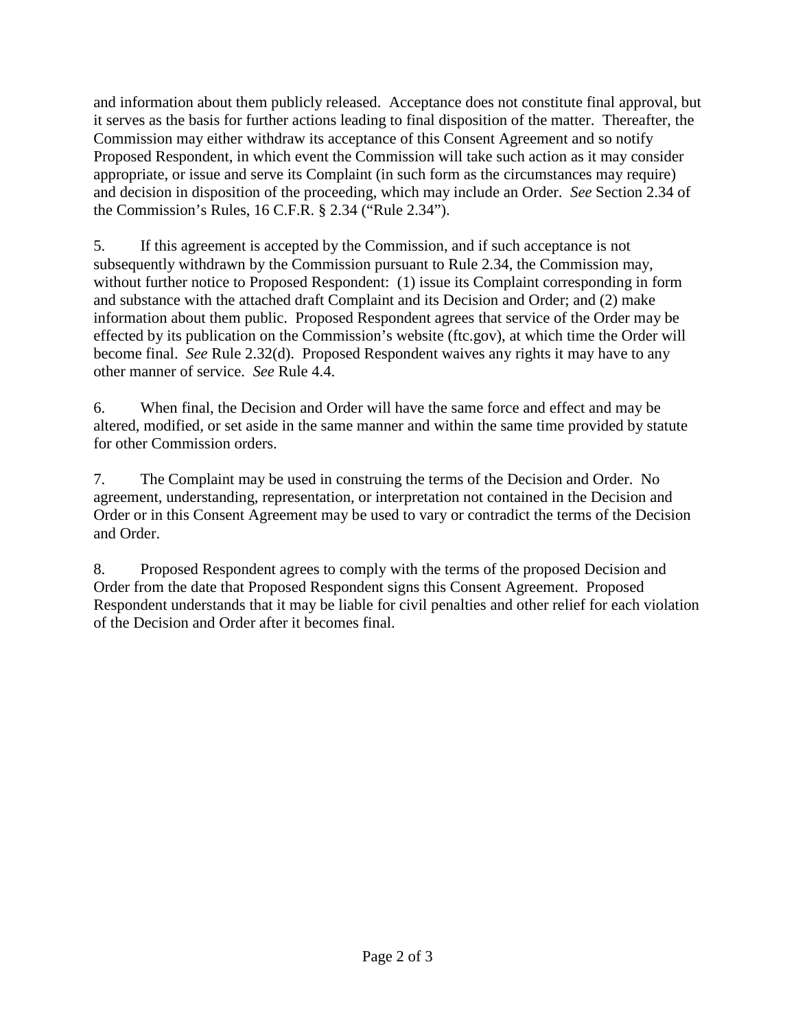and information about them publicly released. Acceptance does not constitute final approval, but it serves as the basis for further actions leading to final disposition of the matter. Thereafter, the Commission may either withdraw its acceptance of this Consent Agreement and so notify Proposed Respondent, in which event the Commission will take such action as it may consider appropriate, or issue and serve its Complaint (in such form as the circumstances may require) and decision in disposition of the proceeding, which may include an Order. *See* Section 2.34 of the Commission's Rules, 16 C.F.R. § 2.34 ("Rule 2.34").

5. If this agreement is accepted by the Commission, and if such acceptance is not subsequently withdrawn by the Commission pursuant to Rule 2.34, the Commission may, without further notice to Proposed Respondent: (1) issue its Complaint corresponding in form and substance with the attached draft Complaint and its Decision and Order; and (2) make information about them public. Proposed Respondent agrees that service of the Order may be effected by its publication on the Commission's website (ftc.gov), at which time the Order will become final. *See* Rule 2.32(d). Proposed Respondent waives any rights it may have to any other manner of service. *See* Rule 4.4.

6. When final, the Decision and Order will have the same force and effect and may be altered, modified, or set aside in the same manner and within the same time provided by statute for other Commission orders.

7. The Complaint may be used in construing the terms of the Decision and Order. No agreement, understanding, representation, or interpretation not contained in the Decision and Order or in this Consent Agreement may be used to vary or contradict the terms of the Decision and Order.

8. Proposed Respondent agrees to comply with the terms of the proposed Decision and Order from the date that Proposed Respondent signs this Consent Agreement. Proposed Respondent understands that it may be liable for civil penalties and other relief for each violation of the Decision and Order after it becomes final.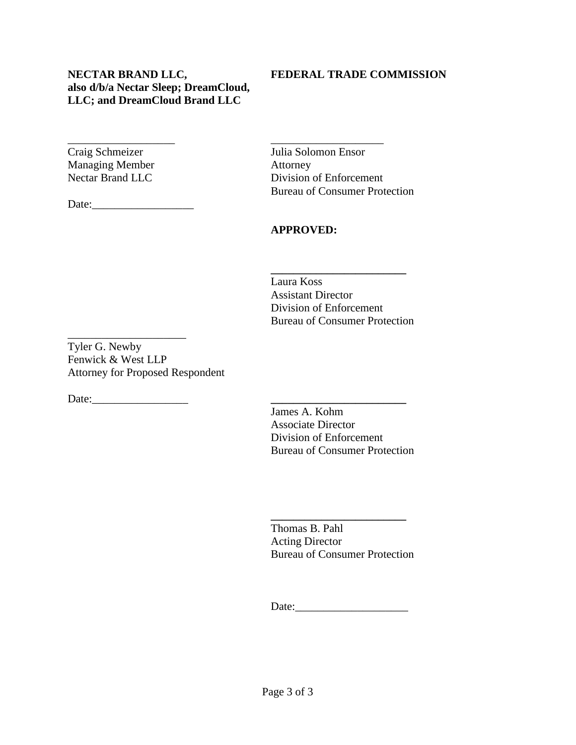**NECTAR BRAND LLC, also d/b/a Nectar Sleep; DreamCloud, LLC; and DreamCloud Brand LLC**

\_\_\_\_\_\_\_\_\_\_\_\_\_\_\_\_\_\_\_\_
Craig Schmeizer
Managing Member
Nectar Brand LLC

Date:\_\_\_\_\_\_\_\_\_\_\_\_\_\_\_\_\_\_

\_\_\_\_\_\_\_\_\_\_\_\_\_\_\_\_\_\_\_\_\_
Tyler G. Newby
Fenwick & West LLP
Attorney for Proposed Respondent

Date:\_\_\_\_\_\_\_\_\_\_\_\_\_\_\_\_\_

**FEDERAL TRADE COMMISSION**

\_\_\_\_\_\_\_\_\_\_\_\_\_\_\_\_\_\_\_\_
Julia Solomon Ensor
Attorney
Division of Enforcement
Bureau of Consumer Protection

**APPROVED:**

\_\_\_\_\_\_\_\_\_\_\_\_\_\_\_\_\_\_\_\_\_\_\_\_
Laura Koss
Assistant Director
Division of Enforcement
Bureau of Consumer Protection

\_\_\_\_\_\_\_\_\_\_\_\_\_\_\_\_\_\_\_\_\_\_\_\_
James A. Kohm
Associate Director
Division of Enforcement
Bureau of Consumer Protection

\_\_\_\_\_\_\_\_\_\_\_\_\_\_\_\_\_\_\_\_\_\_\_\_
Thomas B. Pahl
Acting Director
Bureau of Consumer Protection

Date:\_\_\_\_\_\_\_\_\_\_\_\_\_\_\_\_\_\_\_\_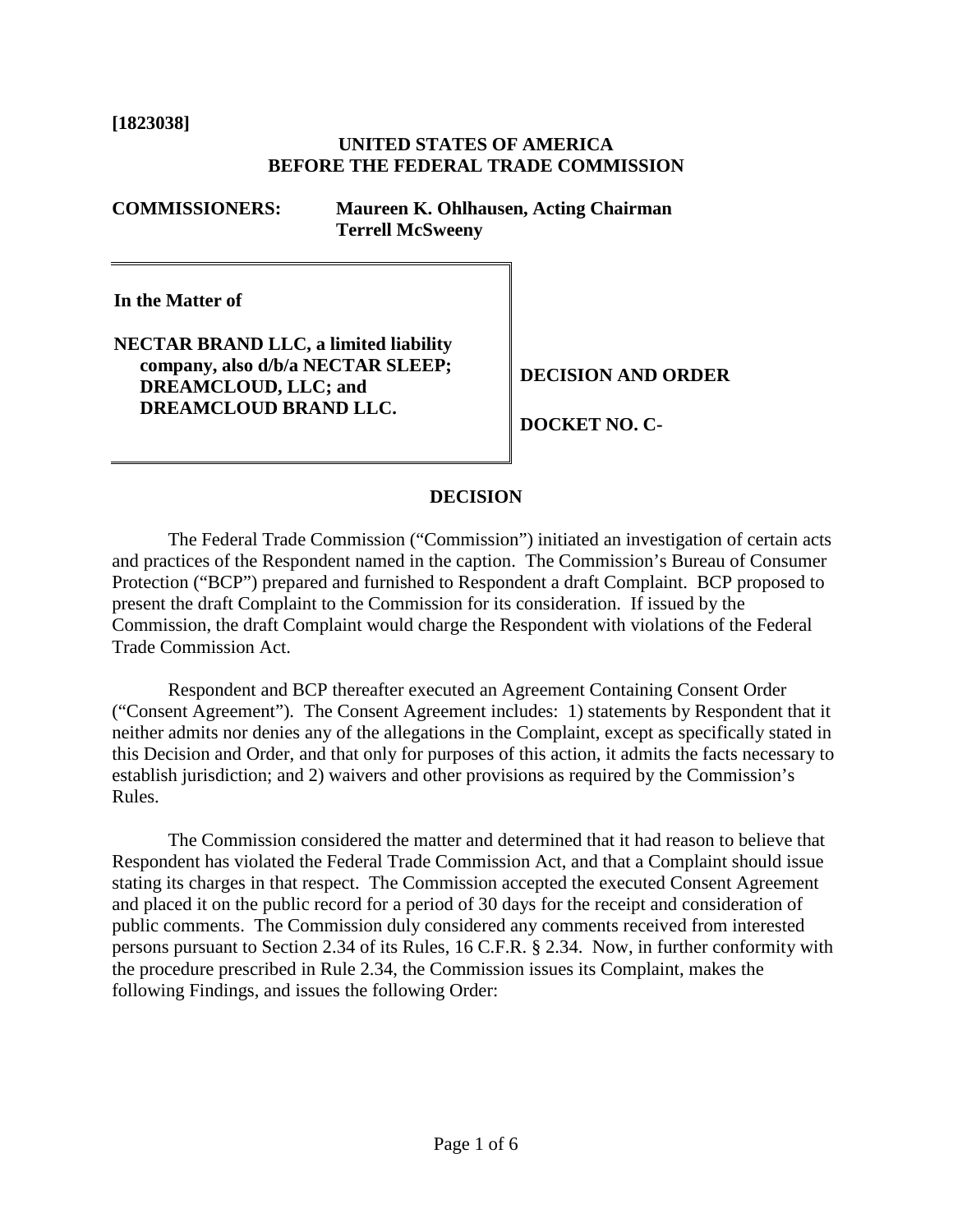**[1823038]**

**UNITED STATES OF AMERICA**
**BEFORE THE FEDERAL TRADE COMMISSION**

**COMMISSIONERS:** **Maureen K. Ohlhausen, Acting Chairman**
**Terrell McSweeny**

| | |
|---|---|
| **In the Matter of**<br><br>**NECTAR BRAND LLC, a limited liability company, also d/b/a NECTAR SLEEP; DREAMCLOUD, LLC; and DREAMCLOUD BRAND LLC.** | **DECISION AND ORDER**<br><br>**DOCKET NO. C-** |

## DECISION

The Federal Trade Commission ("Commission") initiated an investigation of certain acts and practices of the Respondent named in the caption. The Commission's Bureau of Consumer Protection ("BCP") prepared and furnished to Respondent a draft Complaint. BCP proposed to present the draft Complaint to the Commission for its consideration. If issued by the Commission, the draft Complaint would charge the Respondent with violations of the Federal Trade Commission Act.

Respondent and BCP thereafter executed an Agreement Containing Consent Order ("Consent Agreement"). The Consent Agreement includes: 1) statements by Respondent that it neither admits nor denies any of the allegations in the Complaint, except as specifically stated in this Decision and Order, and that only for purposes of this action, it admits the facts necessary to establish jurisdiction; and 2) waivers and other provisions as required by the Commission's Rules.

The Commission considered the matter and determined that it had reason to believe that Respondent has violated the Federal Trade Commission Act, and that a Complaint should issue stating its charges in that respect. The Commission accepted the executed Consent Agreement and placed it on the public record for a period of 30 days for the receipt and consideration of public comments. The Commission duly considered any comments received from interested persons pursuant to Section 2.34 of its Rules, 16 C.F.R. § 2.34. Now, in further conformity with the procedure prescribed in Rule 2.34, the Commission issues its Complaint, makes the following Findings, and issues the following Order: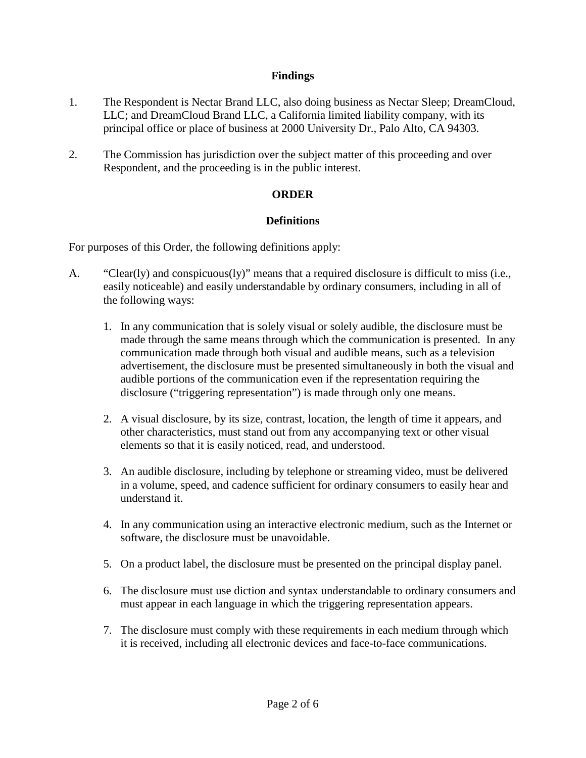## Findings

1. The Respondent is Nectar Brand LLC, also doing business as Nectar Sleep; DreamCloud, LLC; and DreamCloud Brand LLC, a California limited liability company, with its principal office or place of business at 2000 University Dr., Palo Alto, CA 94303.

2. The Commission has jurisdiction over the subject matter of this proceeding and over Respondent, and the proceeding is in the public interest.

## ORDER

### Definitions

For purposes of this Order, the following definitions apply:

A. "Clear(ly) and conspicuous(ly)" means that a required disclosure is difficult to miss (i.e., easily noticeable) and easily understandable by ordinary consumers, including in all of the following ways:

   1. In any communication that is solely visual or solely audible, the disclosure must be made through the same means through which the communication is presented. In any communication made through both visual and audible means, such as a television advertisement, the disclosure must be presented simultaneously in both the visual and audible portions of the communication even if the representation requiring the disclosure ("triggering representation") is made through only one means.

   2. A visual disclosure, by its size, contrast, location, the length of time it appears, and other characteristics, must stand out from any accompanying text or other visual elements so that it is easily noticed, read, and understood.

   3. An audible disclosure, including by telephone or streaming video, must be delivered in a volume, speed, and cadence sufficient for ordinary consumers to easily hear and understand it.

   4. In any communication using an interactive electronic medium, such as the Internet or software, the disclosure must be unavoidable.

   5. On a product label, the disclosure must be presented on the principal display panel.

   6. The disclosure must use diction and syntax understandable to ordinary consumers and must appear in each language in which the triggering representation appears.

   7. The disclosure must comply with these requirements in each medium through which it is received, including all electronic devices and face-to-face communications.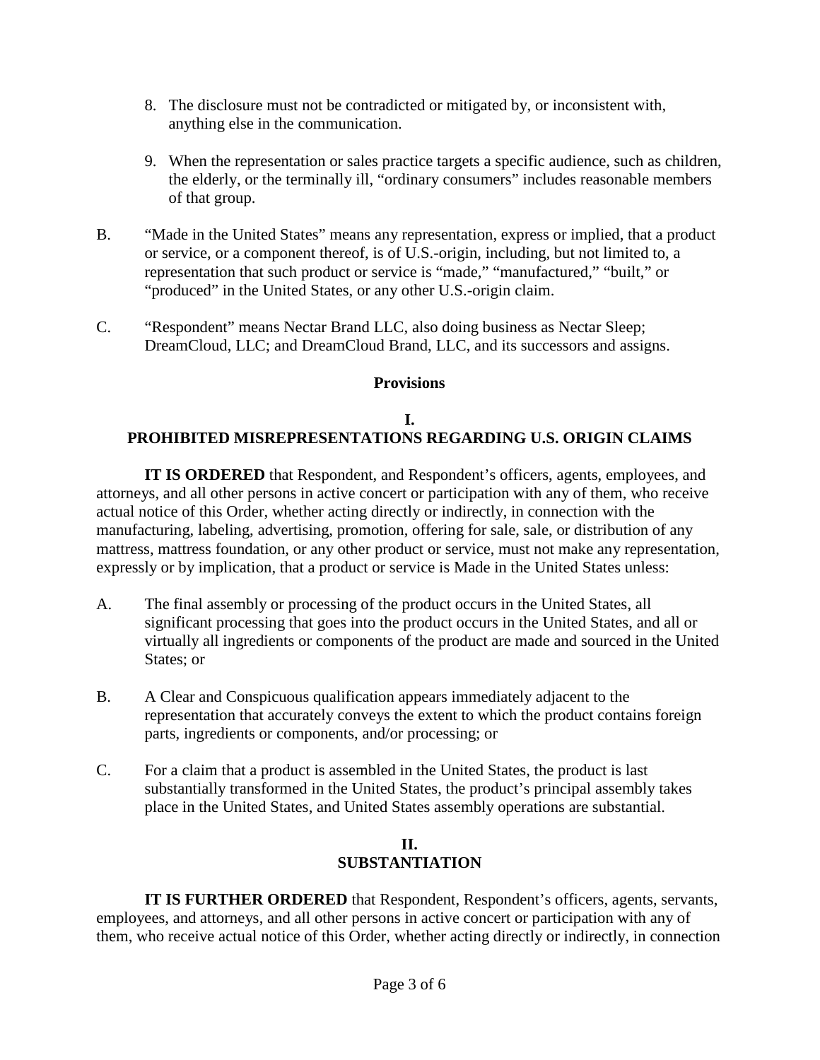8. The disclosure must not be contradicted or mitigated by, or inconsistent with, anything else in the communication.

9. When the representation or sales practice targets a specific audience, such as children, the elderly, or the terminally ill, "ordinary consumers" includes reasonable members of that group.

B. "Made in the United States" means any representation, express or implied, that a product or service, or a component thereof, is of U.S.-origin, including, but not limited to, a representation that such product or service is "made," "manufactured," "built," or "produced" in the United States, or any other U.S.-origin claim.

C. "Respondent" means Nectar Brand LLC, also doing business as Nectar Sleep; DreamCloud, LLC; and DreamCloud Brand, LLC, and its successors and assigns.

## Provisions

## I.
## PROHIBITED MISREPRESENTATIONS REGARDING U.S. ORIGIN CLAIMS

**IT IS ORDERED** that Respondent, and Respondent's officers, agents, employees, and attorneys, and all other persons in active concert or participation with any of them, who receive actual notice of this Order, whether acting directly or indirectly, in connection with the manufacturing, labeling, advertising, promotion, offering for sale, sale, or distribution of any mattress, mattress foundation, or any other product or service, must not make any representation, expressly or by implication, that a product or service is Made in the United States unless:

A. The final assembly or processing of the product occurs in the United States, all significant processing that goes into the product occurs in the United States, and all or virtually all ingredients or components of the product are made and sourced in the United States; or

B. A Clear and Conspicuous qualification appears immediately adjacent to the representation that accurately conveys the extent to which the product contains foreign parts, ingredients or components, and/or processing; or

C. For a claim that a product is assembled in the United States, the product is last substantially transformed in the United States, the product's principal assembly takes place in the United States, and United States assembly operations are substantial.

## II.
## SUBSTANTIATION

**IT IS FURTHER ORDERED** that Respondent, Respondent's officers, agents, servants, employees, and attorneys, and all other persons in active concert or participation with any of them, who receive actual notice of this Order, whether acting directly or indirectly, in connection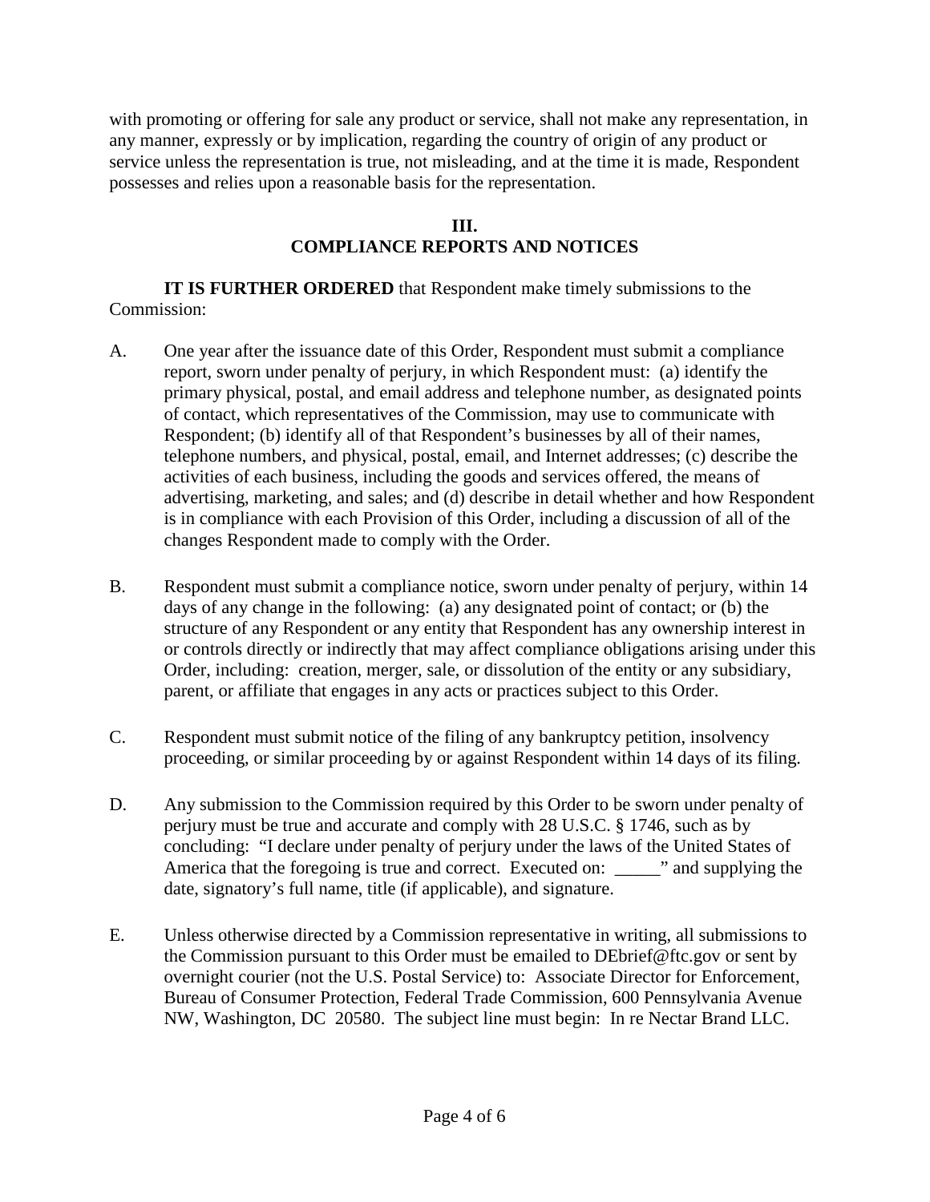with promoting or offering for sale any product or service, shall not make any representation, in any manner, expressly or by implication, regarding the country of origin of any product or service unless the representation is true, not misleading, and at the time it is made, Respondent possesses and relies upon a reasonable basis for the representation.

## III.
## COMPLIANCE REPORTS AND NOTICES

**IT IS FURTHER ORDERED** that Respondent make timely submissions to the Commission:

A. One year after the issuance date of this Order, Respondent must submit a compliance report, sworn under penalty of perjury, in which Respondent must: (a) identify the primary physical, postal, and email address and telephone number, as designated points of contact, which representatives of the Commission, may use to communicate with Respondent; (b) identify all of that Respondent's businesses by all of their names, telephone numbers, and physical, postal, email, and Internet addresses; (c) describe the activities of each business, including the goods and services offered, the means of advertising, marketing, and sales; and (d) describe in detail whether and how Respondent is in compliance with each Provision of this Order, including a discussion of all of the changes Respondent made to comply with the Order.

B. Respondent must submit a compliance notice, sworn under penalty of perjury, within 14 days of any change in the following: (a) any designated point of contact; or (b) the structure of any Respondent or any entity that Respondent has any ownership interest in or controls directly or indirectly that may affect compliance obligations arising under this Order, including: creation, merger, sale, or dissolution of the entity or any subsidiary, parent, or affiliate that engages in any acts or practices subject to this Order.

C. Respondent must submit notice of the filing of any bankruptcy petition, insolvency proceeding, or similar proceeding by or against Respondent within 14 days of its filing.

D. Any submission to the Commission required by this Order to be sworn under penalty of perjury must be true and accurate and comply with 28 U.S.C. § 1746, such as by concluding: "I declare under penalty of perjury under the laws of the United States of America that the foregoing is true and correct. Executed on: _____" and supplying the date, signatory's full name, title (if applicable), and signature.

E. Unless otherwise directed by a Commission representative in writing, all submissions to the Commission pursuant to this Order must be emailed to DEbrief@ftc.gov or sent by overnight courier (not the U.S. Postal Service) to: Associate Director for Enforcement, Bureau of Consumer Protection, Federal Trade Commission, 600 Pennsylvania Avenue NW, Washington, DC 20580. The subject line must begin: In re Nectar Brand LLC.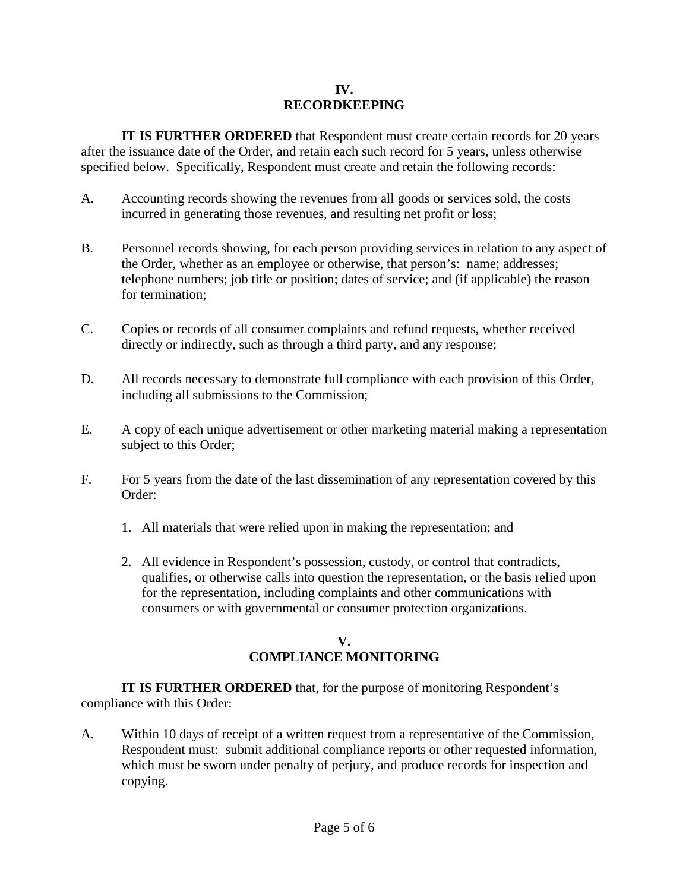## IV.
## RECORDKEEPING

**IT IS FURTHER ORDERED** that Respondent must create certain records for 20 years after the issuance date of the Order, and retain each such record for 5 years, unless otherwise specified below. Specifically, Respondent must create and retain the following records:

A. Accounting records showing the revenues from all goods or services sold, the costs incurred in generating those revenues, and resulting net profit or loss;

B. Personnel records showing, for each person providing services in relation to any aspect of the Order, whether as an employee or otherwise, that person's: name; addresses; telephone numbers; job title or position; dates of service; and (if applicable) the reason for termination;

C. Copies or records of all consumer complaints and refund requests, whether received directly or indirectly, such as through a third party, and any response;

D. All records necessary to demonstrate full compliance with each provision of this Order, including all submissions to the Commission;

E. A copy of each unique advertisement or other marketing material making a representation subject to this Order;

F. For 5 years from the date of the last dissemination of any representation covered by this Order:

   1. All materials that were relied upon in making the representation; and

   2. All evidence in Respondent's possession, custody, or control that contradicts, qualifies, or otherwise calls into question the representation, or the basis relied upon for the representation, including complaints and other communications with consumers or with governmental or consumer protection organizations.

## V.
## COMPLIANCE MONITORING

**IT IS FURTHER ORDERED** that, for the purpose of monitoring Respondent's compliance with this Order:

A. Within 10 days of receipt of a written request from a representative of the Commission, Respondent must: submit additional compliance reports or other requested information, which must be sworn under penalty of perjury, and produce records for inspection and copying.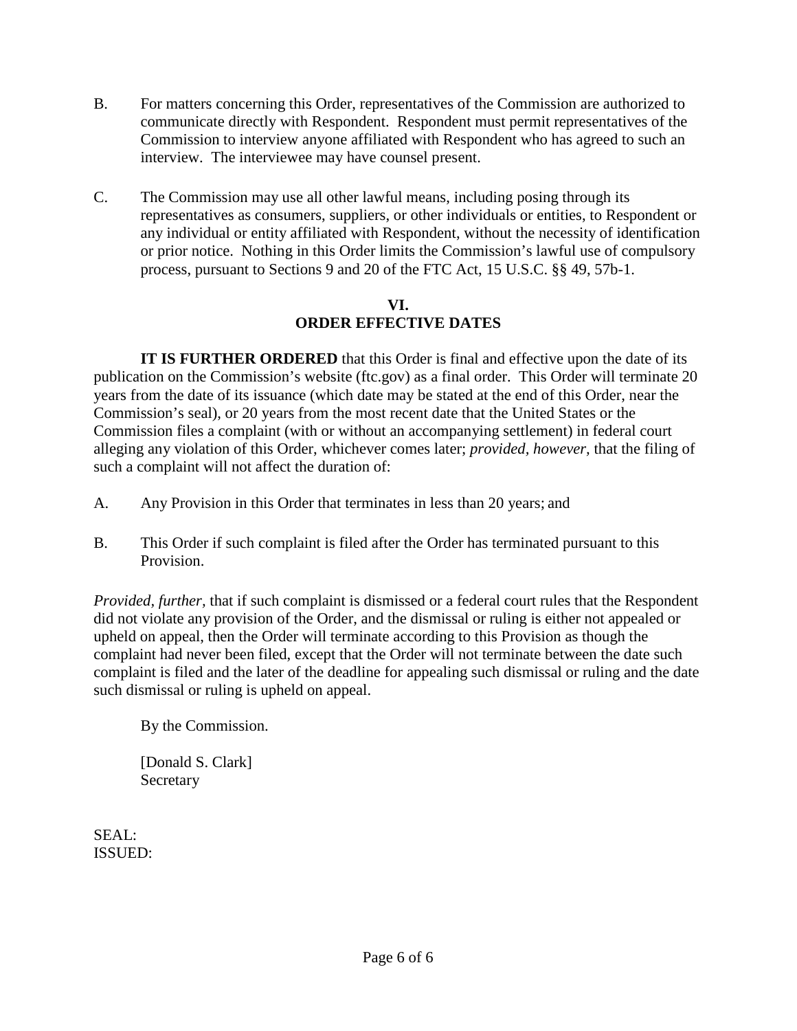B. For matters concerning this Order, representatives of the Commission are authorized to communicate directly with Respondent. Respondent must permit representatives of the Commission to interview anyone affiliated with Respondent who has agreed to such an interview. The interviewee may have counsel present.

C. The Commission may use all other lawful means, including posing through its representatives as consumers, suppliers, or other individuals or entities, to Respondent or any individual or entity affiliated with Respondent, without the necessity of identification or prior notice. Nothing in this Order limits the Commission's lawful use of compulsory process, pursuant to Sections 9 and 20 of the FTC Act, 15 U.S.C. §§ 49, 57b-1.

## VI.
## ORDER EFFECTIVE DATES

**IT IS FURTHER ORDERED** that this Order is final and effective upon the date of its publication on the Commission's website (ftc.gov) as a final order. This Order will terminate 20 years from the date of its issuance (which date may be stated at the end of this Order, near the Commission's seal), or 20 years from the most recent date that the United States or the Commission files a complaint (with or without an accompanying settlement) in federal court alleging any violation of this Order, whichever comes later; *provided, however,* that the filing of such a complaint will not affect the duration of:

A. Any Provision in this Order that terminates in less than 20 years; and

B. This Order if such complaint is filed after the Order has terminated pursuant to this Provision.

*Provided, further,* that if such complaint is dismissed or a federal court rules that the Respondent did not violate any provision of the Order, and the dismissal or ruling is either not appealed or upheld on appeal, then the Order will terminate according to this Provision as though the complaint had never been filed, except that the Order will not terminate between the date such complaint is filed and the later of the deadline for appealing such dismissal or ruling and the date such dismissal or ruling is upheld on appeal.

By the Commission.

[Donald S. Clark]
Secretary

SEAL:
ISSUED: